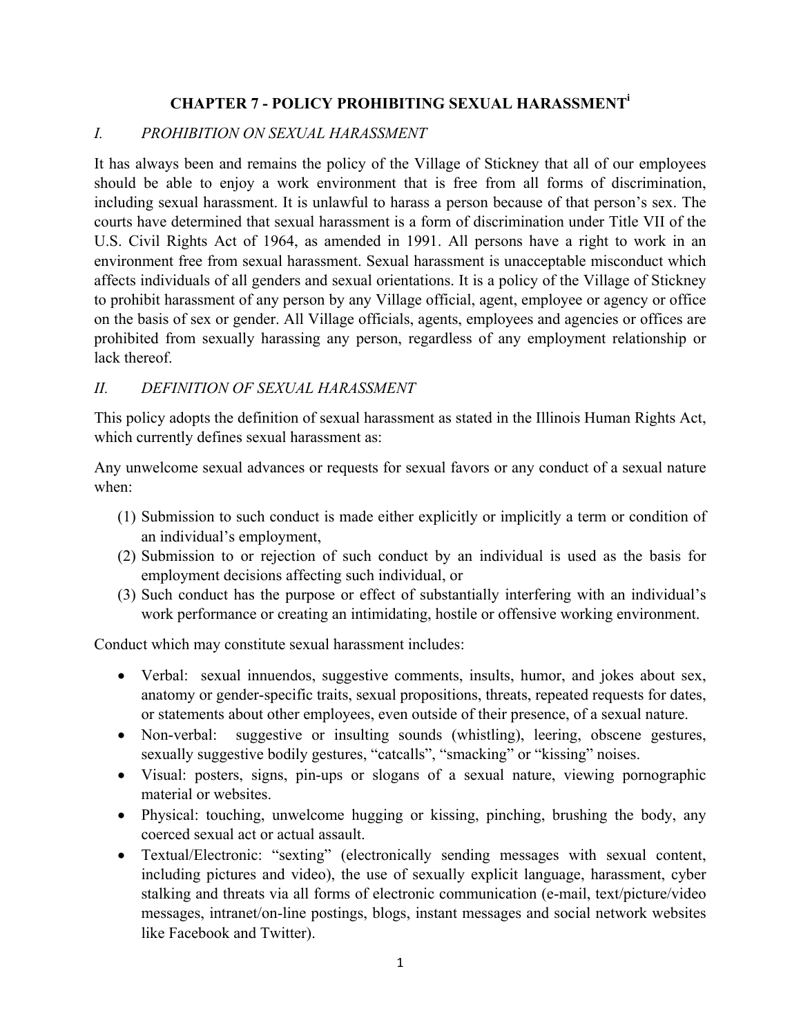# CHAPTER 7 - POLICY PROHIBITING SEXUAL HARASSMENT[i]

## *I. PROHIBITION ON SEXUAL HARASSMENT*

It has always been and remains the policy of the Village of Stickney that all of our employees should be able to enjoy a work environment that is free from all forms of discrimination, including sexual harassment. It is unlawful to harass a person because of that person's sex. The courts have determined that sexual harassment is a form of discrimination under Title VII of the U.S. Civil Rights Act of 1964, as amended in 1991. All persons have a right to work in an environment free from sexual harassment. Sexual harassment is unacceptable misconduct which affects individuals of all genders and sexual orientations. It is a policy of the Village of Stickney to prohibit harassment of any person by any Village official, agent, employee or agency or office on the basis of sex or gender. All Village officials, agents, employees and agencies or offices are prohibited from sexually harassing any person, regardless of any employment relationship or lack thereof.

## *II. DEFINITION OF SEXUAL HARASSMENT*

This policy adopts the definition of sexual harassment as stated in the Illinois Human Rights Act, which currently defines sexual harassment as:

Any unwelcome sexual advances or requests for sexual favors or any conduct of a sexual nature when:

(1) Submission to such conduct is made either explicitly or implicitly a term or condition of an individual's employment,
(2) Submission to or rejection of such conduct by an individual is used as the basis for employment decisions affecting such individual, or
(3) Such conduct has the purpose or effect of substantially interfering with an individual's work performance or creating an intimidating, hostile or offensive working environment.

Conduct which may constitute sexual harassment includes:

- Verbal: sexual innuendos, suggestive comments, insults, humor, and jokes about sex, anatomy or gender-specific traits, sexual propositions, threats, repeated requests for dates, or statements about other employees, even outside of their presence, of a sexual nature.
- Non-verbal: suggestive or insulting sounds (whistling), leering, obscene gestures, sexually suggestive bodily gestures, "catcalls", "smacking" or "kissing" noises.
- Visual: posters, signs, pin-ups or slogans of a sexual nature, viewing pornographic material or websites.
- Physical: touching, unwelcome hugging or kissing, pinching, brushing the body, any coerced sexual act or actual assault.
- Textual/Electronic: "sexting" (electronically sending messages with sexual content, including pictures and video), the use of sexually explicit language, harassment, cyber stalking and threats via all forms of electronic communication (e-mail, text/picture/video messages, intranet/on-line postings, blogs, instant messages and social network websites like Facebook and Twitter).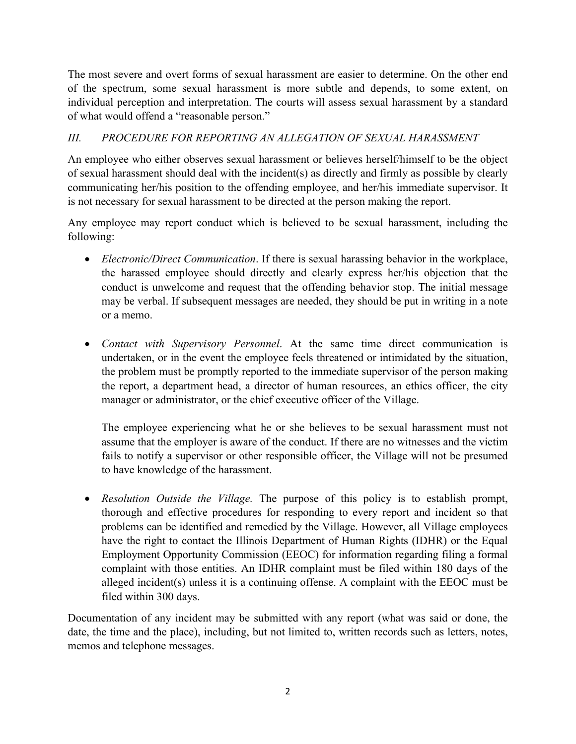The most severe and overt forms of sexual harassment are easier to determine. On the other end of the spectrum, some sexual harassment is more subtle and depends, to some extent, on individual perception and interpretation. The courts will assess sexual harassment by a standard of what would offend a "reasonable person."

## *III. PROCEDURE FOR REPORTING AN ALLEGATION OF SEXUAL HARASSMENT*

An employee who either observes sexual harassment or believes herself/himself to be the object of sexual harassment should deal with the incident(s) as directly and firmly as possible by clearly communicating her/his position to the offending employee, and her/his immediate supervisor. It is not necessary for sexual harassment to be directed at the person making the report.

Any employee may report conduct which is believed to be sexual harassment, including the following:

- *Electronic/Direct Communication*. If there is sexual harassing behavior in the workplace, the harassed employee should directly and clearly express her/his objection that the conduct is unwelcome and request that the offending behavior stop. The initial message may be verbal. If subsequent messages are needed, they should be put in writing in a note or a memo.

- *Contact with Supervisory Personnel*. At the same time direct communication is undertaken, or in the event the employee feels threatened or intimidated by the situation, the problem must be promptly reported to the immediate supervisor of the person making the report, a department head, a director of human resources, an ethics officer, the city manager or administrator, or the chief executive officer of the Village.

  The employee experiencing what he or she believes to be sexual harassment must not assume that the employer is aware of the conduct. If there are no witnesses and the victim fails to notify a supervisor or other responsible officer, the Village will not be presumed to have knowledge of the harassment.

- *Resolution Outside the Village.* The purpose of this policy is to establish prompt, thorough and effective procedures for responding to every report and incident so that problems can be identified and remedied by the Village. However, all Village employees have the right to contact the Illinois Department of Human Rights (IDHR) or the Equal Employment Opportunity Commission (EEOC) for information regarding filing a formal complaint with those entities. An IDHR complaint must be filed within 180 days of the alleged incident(s) unless it is a continuing offense. A complaint with the EEOC must be filed within 300 days.

Documentation of any incident may be submitted with any report (what was said or done, the date, the time and the place), including, but not limited to, written records such as letters, notes, memos and telephone messages.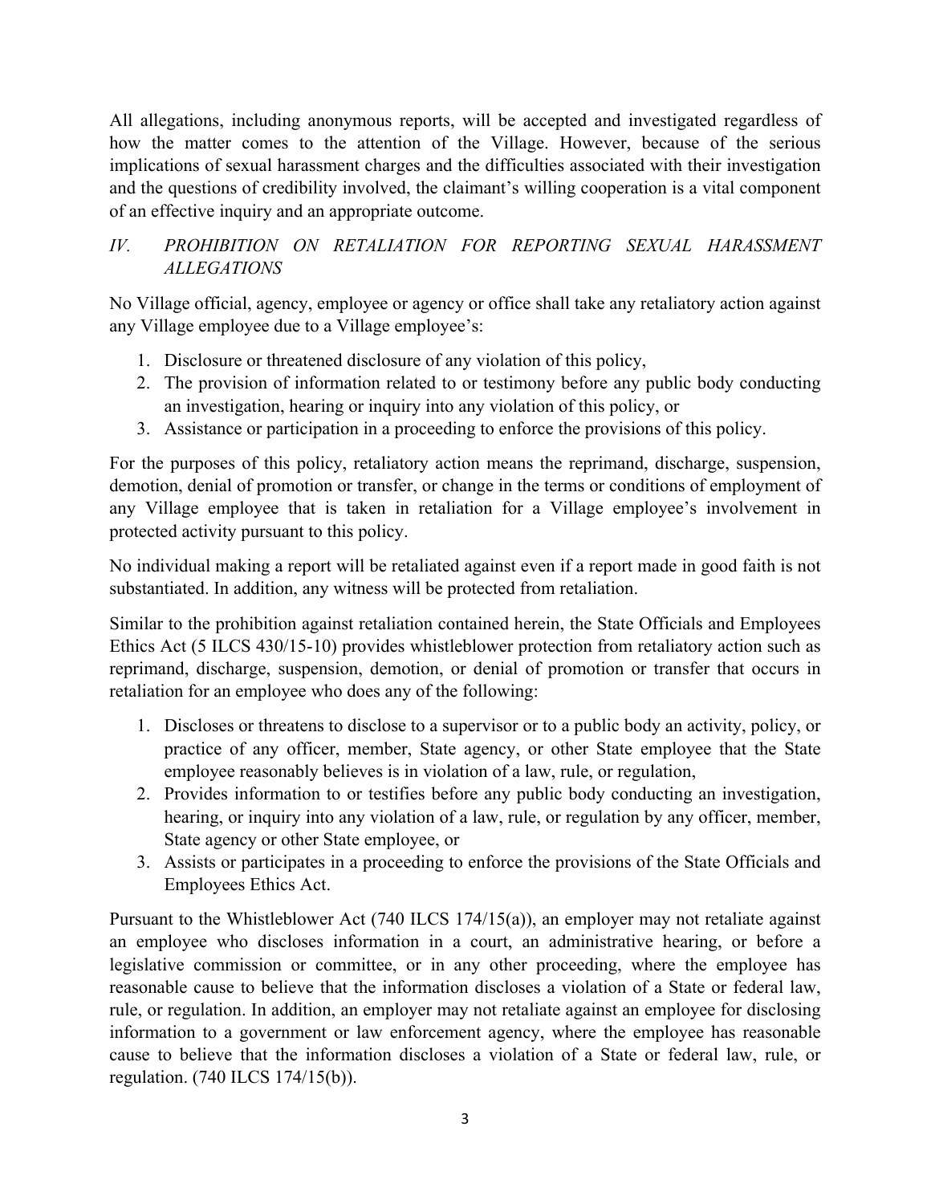All allegations, including anonymous reports, will be accepted and investigated regardless of how the matter comes to the attention of the Village. However, because of the serious implications of sexual harassment charges and the difficulties associated with their investigation and the questions of credibility involved, the claimant's willing cooperation is a vital component of an effective inquiry and an appropriate outcome.

## *IV. PROHIBITION ON RETALIATION FOR REPORTING SEXUAL HARASSMENT ALLEGATIONS*

No Village official, agency, employee or agency or office shall take any retaliatory action against any Village employee due to a Village employee's:

1. Disclosure or threatened disclosure of any violation of this policy,
2. The provision of information related to or testimony before any public body conducting an investigation, hearing or inquiry into any violation of this policy, or
3. Assistance or participation in a proceeding to enforce the provisions of this policy.

For the purposes of this policy, retaliatory action means the reprimand, discharge, suspension, demotion, denial of promotion or transfer, or change in the terms or conditions of employment of any Village employee that is taken in retaliation for a Village employee's involvement in protected activity pursuant to this policy.

No individual making a report will be retaliated against even if a report made in good faith is not substantiated. In addition, any witness will be protected from retaliation.

Similar to the prohibition against retaliation contained herein, the State Officials and Employees Ethics Act (5 ILCS 430/15-10) provides whistleblower protection from retaliatory action such as reprimand, discharge, suspension, demotion, or denial of promotion or transfer that occurs in retaliation for an employee who does any of the following:

1. Discloses or threatens to disclose to a supervisor or to a public body an activity, policy, or practice of any officer, member, State agency, or other State employee that the State employee reasonably believes is in violation of a law, rule, or regulation,
2. Provides information to or testifies before any public body conducting an investigation, hearing, or inquiry into any violation of a law, rule, or regulation by any officer, member, State agency or other State employee, or
3. Assists or participates in a proceeding to enforce the provisions of the State Officials and Employees Ethics Act.

Pursuant to the Whistleblower Act (740 ILCS 174/15(a)), an employer may not retaliate against an employee who discloses information in a court, an administrative hearing, or before a legislative commission or committee, or in any other proceeding, where the employee has reasonable cause to believe that the information discloses a violation of a State or federal law, rule, or regulation. In addition, an employer may not retaliate against an employee for disclosing information to a government or law enforcement agency, where the employee has reasonable cause to believe that the information discloses a violation of a State or federal law, rule, or regulation. (740 ILCS 174/15(b)).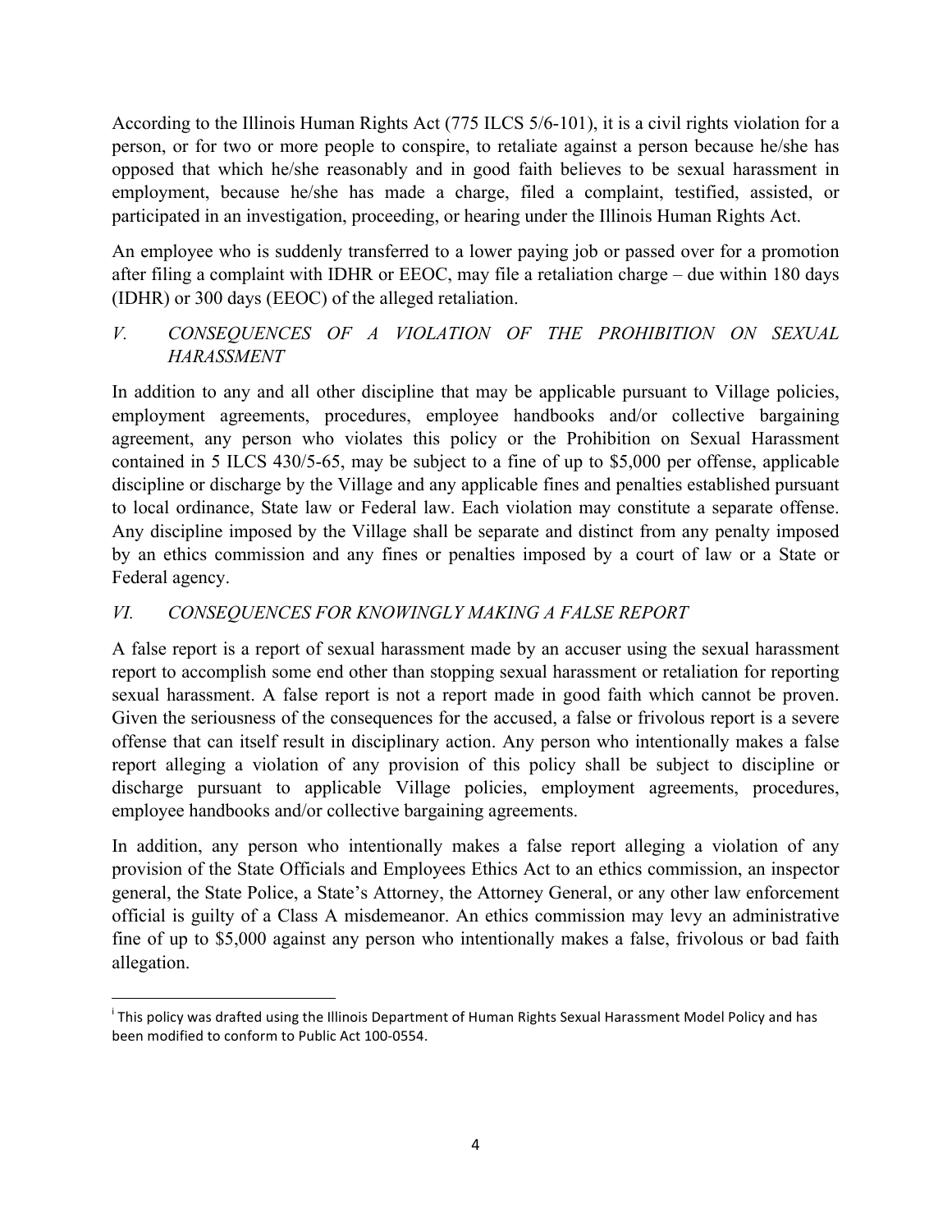According to the Illinois Human Rights Act (775 ILCS 5/6-101), it is a civil rights violation for a person, or for two or more people to conspire, to retaliate against a person because he/she has opposed that which he/she reasonably and in good faith believes to be sexual harassment in employment, because he/she has made a charge, filed a complaint, testified, assisted, or participated in an investigation, proceeding, or hearing under the Illinois Human Rights Act.

An employee who is suddenly transferred to a lower paying job or passed over for a promotion after filing a complaint with IDHR or EEOC, may file a retaliation charge – due within 180 days (IDHR) or 300 days (EEOC) of the alleged retaliation.

## *V. CONSEQUENCES OF A VIOLATION OF THE PROHIBITION ON SEXUAL HARASSMENT*

In addition to any and all other discipline that may be applicable pursuant to Village policies, employment agreements, procedures, employee handbooks and/or collective bargaining agreement, any person who violates this policy or the Prohibition on Sexual Harassment contained in 5 ILCS 430/5-65, may be subject to a fine of up to $5,000 per offense, applicable discipline or discharge by the Village and any applicable fines and penalties established pursuant to local ordinance, State law or Federal law. Each violation may constitute a separate offense. Any discipline imposed by the Village shall be separate and distinct from any penalty imposed by an ethics commission and any fines or penalties imposed by a court of law or a State or Federal agency.

## *VI. CONSEQUENCES FOR KNOWINGLY MAKING A FALSE REPORT*

A false report is a report of sexual harassment made by an accuser using the sexual harassment report to accomplish some end other than stopping sexual harassment or retaliation for reporting sexual harassment. A false report is not a report made in good faith which cannot be proven. Given the seriousness of the consequences for the accused, a false or frivolous report is a severe offense that can itself result in disciplinary action. Any person who intentionally makes a false report alleging a violation of any provision of this policy shall be subject to discipline or discharge pursuant to applicable Village policies, employment agreements, procedures, employee handbooks and/or collective bargaining agreements.

In addition, any person who intentionally makes a false report alleging a violation of any provision of the State Officials and Employees Ethics Act to an ethics commission, an inspector general, the State Police, a State's Attorney, the Attorney General, or any other law enforcement official is guilty of a Class A misdemeanor. An ethics commission may levy an administrative fine of up to $5,000 against any person who intentionally makes a false, frivolous or bad faith allegation.

---

[i] This policy was drafted using the Illinois Department of Human Rights Sexual Harassment Model Policy and has been modified to conform to Public Act 100-0554.